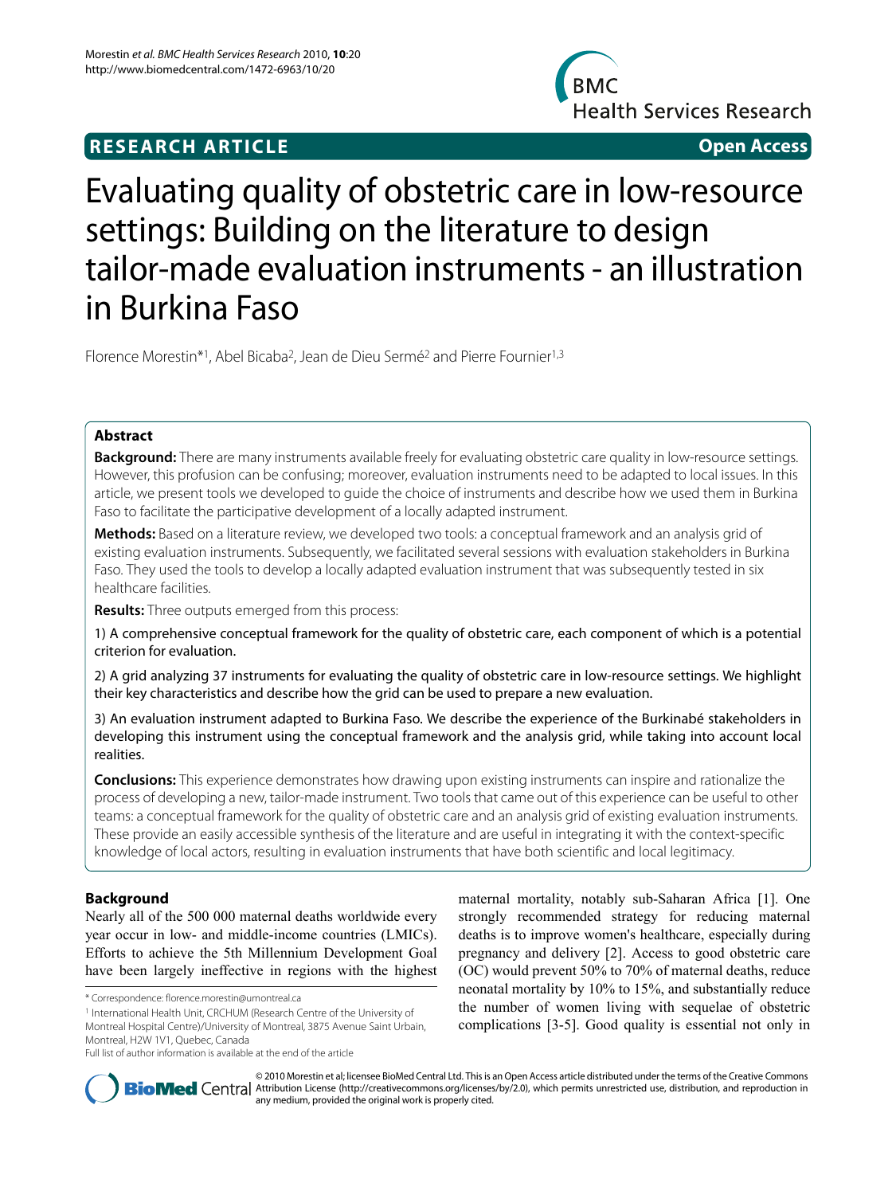**RESEARCH ARTICLE** **Open Access**

# Evaluating quality of obstetric care in low-resource settings: Building on the literature to design tailor-made evaluation instruments - an illustration in Burkina Faso

Florence Morestin*[1], Abel Bicaba[2], Jean de Dieu Sermé[2] and Pierre Fournier[1,3]

## Abstract

**Background:** There are many instruments available freely for evaluating obstetric care quality in low-resource settings. However, this profusion can be confusing; moreover, evaluation instruments need to be adapted to local issues. In this article, we present tools we developed to guide the choice of instruments and describe how we used them in Burkina Faso to facilitate the participative development of a locally adapted instrument.

**Methods:** Based on a literature review, we developed two tools: a conceptual framework and an analysis grid of existing evaluation instruments. Subsequently, we facilitated several sessions with evaluation stakeholders in Burkina Faso. They used the tools to develop a locally adapted evaluation instrument that was subsequently tested in six healthcare facilities.

**Results:** Three outputs emerged from this process:

1) A comprehensive conceptual framework for the quality of obstetric care, each component of which is a potential criterion for evaluation.

2) A grid analyzing 37 instruments for evaluating the quality of obstetric care in low-resource settings. We highlight their key characteristics and describe how the grid can be used to prepare a new evaluation.

3) An evaluation instrument adapted to Burkina Faso. We describe the experience of the Burkinabé stakeholders in developing this instrument using the conceptual framework and the analysis grid, while taking into account local realities.

**Conclusions:** This experience demonstrates how drawing upon existing instruments can inspire and rationalize the process of developing a new, tailor-made instrument. Two tools that came out of this experience can be useful to other teams: a conceptual framework for the quality of obstetric care and an analysis grid of existing evaluation instruments. These provide an easily accessible synthesis of the literature and are useful in integrating it with the context-specific knowledge of local actors, resulting in evaluation instruments that have both scientific and local legitimacy.

## Background

Nearly all of the 500 000 maternal deaths worldwide every year occur in low- and middle-income countries (LMICs). Efforts to achieve the 5th Millennium Development Goal have been largely ineffective in regions with the highest maternal mortality, notably sub-Saharan Africa [1]. One strongly recommended strategy for reducing maternal deaths is to improve women's healthcare, especially during pregnancy and delivery [2]. Access to good obstetric care (OC) would prevent 50% to 70% of maternal deaths, reduce neonatal mortality by 10% to 15%, and substantially reduce the number of women living with sequelae of obstetric complications [3-5]. Good quality is essential not only in

\* Correspondence: florence.morestin@umontreal.ca

[1] International Health Unit, CRCHUM (Research Centre of the University of Montreal Hospital Centre)/University of Montreal, 3875 Avenue Saint Urbain, Montreal, H2W 1V1, Quebec, Canada

Full list of author information is available at the end of the article

© 2010 Morestin et al; licensee BioMed Central Ltd. This is an Open Access article distributed under the terms of the Creative Commons Attribution License (http://creativecommons.org/licenses/by/2.0), which permits unrestricted use, distribution, and reproduction in any medium, provided the original work is properly cited.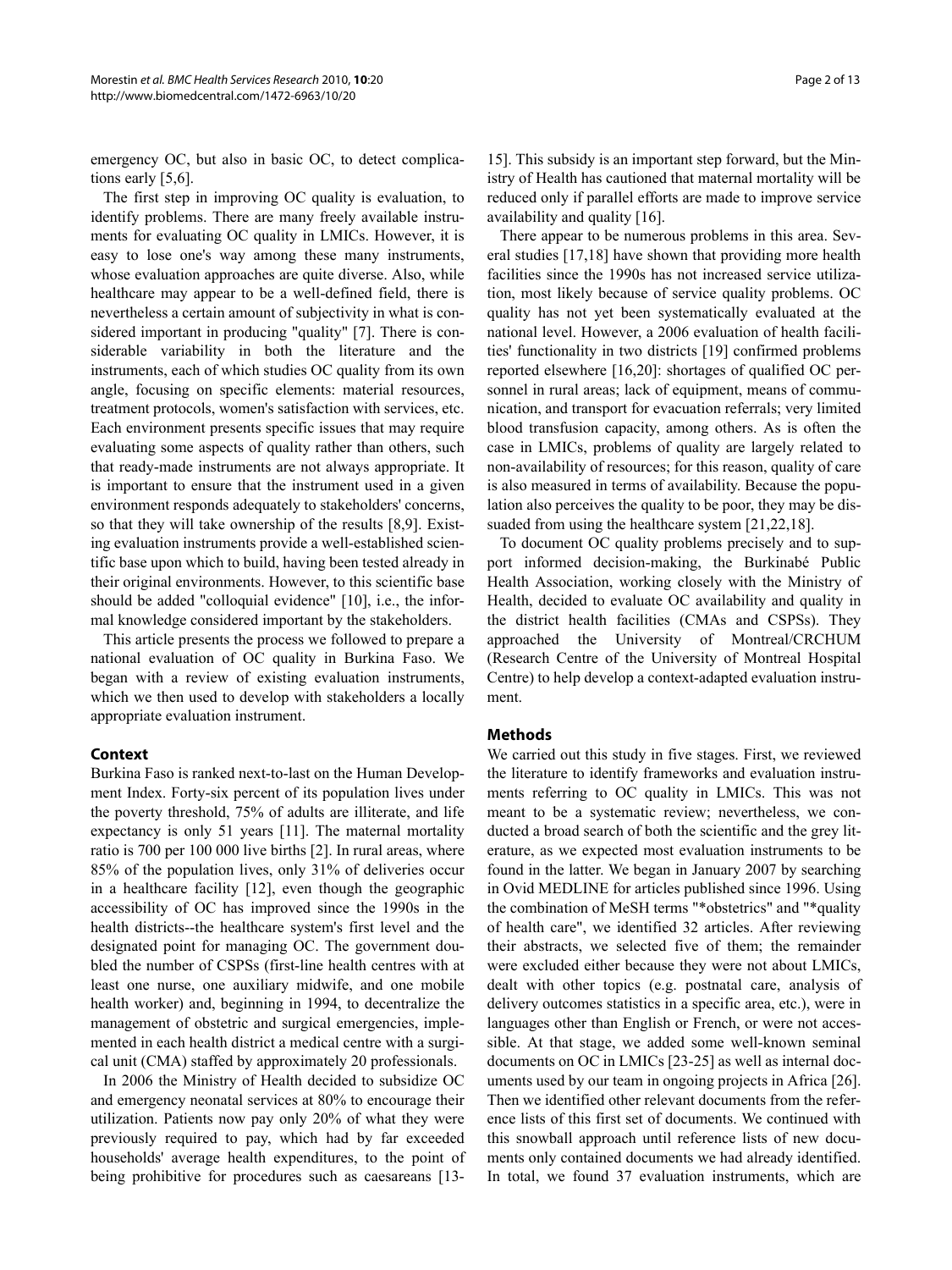emergency OC, but also in basic OC, to detect complications early [5,6].

The first step in improving OC quality is evaluation, to identify problems. There are many freely available instruments for evaluating OC quality in LMICs. However, it is easy to lose one's way among these many instruments, whose evaluation approaches are quite diverse. Also, while healthcare may appear to be a well-defined field, there is nevertheless a certain amount of subjectivity in what is considered important in producing "quality" [7]. There is considerable variability in both the literature and the instruments, each of which studies OC quality from its own angle, focusing on specific elements: material resources, treatment protocols, women's satisfaction with services, etc. Each environment presents specific issues that may require evaluating some aspects of quality rather than others, such that ready-made instruments are not always appropriate. It is important to ensure that the instrument used in a given environment responds adequately to stakeholders' concerns, so that they will take ownership of the results [8,9]. Existing evaluation instruments provide a well-established scientific base upon which to build, having been tested already in their original environments. However, to this scientific base should be added "colloquial evidence" [10], i.e., the informal knowledge considered important by the stakeholders.

This article presents the process we followed to prepare a national evaluation of OC quality in Burkina Faso. We began with a review of existing evaluation instruments, which we then used to develop with stakeholders a locally appropriate evaluation instrument.

## Context

Burkina Faso is ranked next-to-last on the Human Development Index. Forty-six percent of its population lives under the poverty threshold, 75% of adults are illiterate, and life expectancy is only 51 years [11]. The maternal mortality ratio is 700 per 100 000 live births [2]. In rural areas, where 85% of the population lives, only 31% of deliveries occur in a healthcare facility [12], even though the geographic accessibility of OC has improved since the 1990s in the health districts--the healthcare system's first level and the designated point for managing OC. The government doubled the number of CSPSs (first-line health centres with at least one nurse, one auxiliary midwife, and one mobile health worker) and, beginning in 1994, to decentralize the management of obstetric and surgical emergencies, implemented in each health district a medical centre with a surgical unit (CMA) staffed by approximately 20 professionals.

In 2006 the Ministry of Health decided to subsidize OC and emergency neonatal services at 80% to encourage their utilization. Patients now pay only 20% of what they were previously required to pay, which had by far exceeded households' average health expenditures, to the point of being prohibitive for procedures such as caesareans [13-15]. This subsidy is an important step forward, but the Ministry of Health has cautioned that maternal mortality will be reduced only if parallel efforts are made to improve service availability and quality [16].

There appear to be numerous problems in this area. Several studies [17,18] have shown that providing more health facilities since the 1990s has not increased service utilization, most likely because of service quality problems. OC quality has not yet been systematically evaluated at the national level. However, a 2006 evaluation of health facilities' functionality in two districts [19] confirmed problems reported elsewhere [16,20]: shortages of qualified OC personnel in rural areas; lack of equipment, means of communication, and transport for evacuation referrals; very limited blood transfusion capacity, among others. As is often the case in LMICs, problems of quality are largely related to non-availability of resources; for this reason, quality of care is also measured in terms of availability. Because the population also perceives the quality to be poor, they may be dissuaded from using the healthcare system [21,22,18].

To document OC quality problems precisely and to support informed decision-making, the Burkinabé Public Health Association, working closely with the Ministry of Health, decided to evaluate OC availability and quality in the district health facilities (CMAs and CSPSs). They approached the University of Montreal/CRCHUM (Research Centre of the University of Montreal Hospital Centre) to help develop a context-adapted evaluation instrument.

## Methods

We carried out this study in five stages. First, we reviewed the literature to identify frameworks and evaluation instruments referring to OC quality in LMICs. This was not meant to be a systematic review; nevertheless, we conducted a broad search of both the scientific and the grey literature, as we expected most evaluation instruments to be found in the latter. We began in January 2007 by searching in Ovid MEDLINE for articles published since 1996. Using the combination of MeSH terms "*obstetrics" and "*quality of health care", we identified 32 articles. After reviewing their abstracts, we selected five of them; the remainder were excluded either because they were not about LMICs, dealt with other topics (e.g. postnatal care, analysis of delivery outcomes statistics in a specific area, etc.), were in languages other than English or French, or were not accessible. At that stage, we added some well-known seminal documents on OC in LMICs [23-25] as well as internal documents used by our team in ongoing projects in Africa [26]. Then we identified other relevant documents from the reference lists of this first set of documents. We continued with this snowball approach until reference lists of new documents only contained documents we had already identified. In total, we found 37 evaluation instruments, which are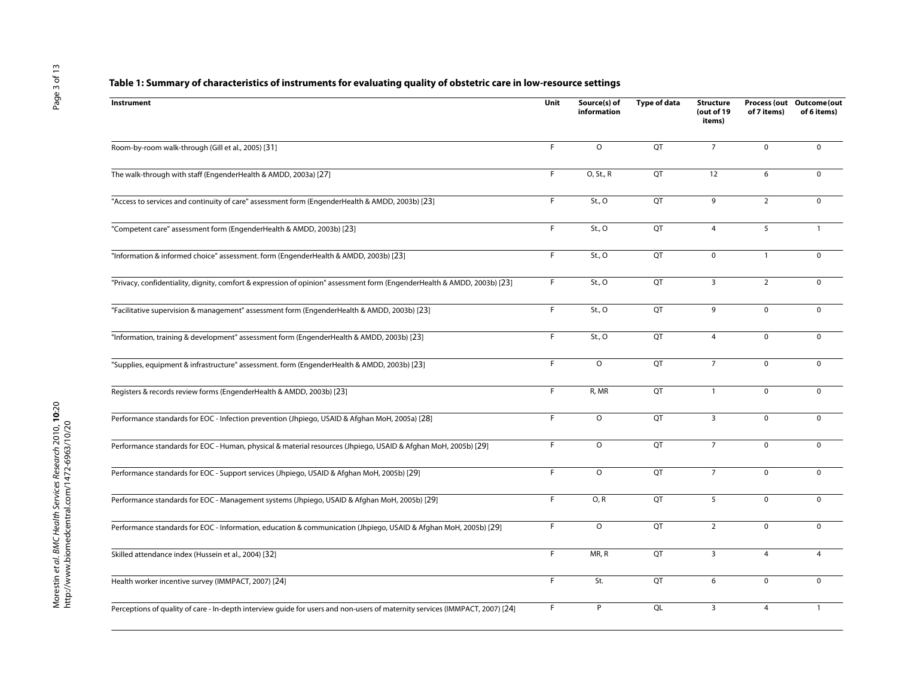**Table 1: Summary of characteristics of instruments for evaluating quality of obstetric care in low-resource settings**

| Instrument | Unit | Source(s) of information | Type of data | Structure (out of 19 items) | Process (out of 7 items) | Outcome (out of 6 items) |
|---|---|---|---|---|---|---|
| Room-by-room walk-through (Gill et al., 2005) [31] | F | O | QT | 7 | 0 | 0 |
| The walk-through with staff (EngenderHealth & AMDD, 2003a) [27] | F | O, St., R | QT | 12 | 6 | 0 |
| "Access to services and continuity of care" assessment form (EngenderHealth & AMDD, 2003b) [23] | F | St., O | QT | 9 | 2 | 0 |
| "Competent care" assessment form (EngenderHealth & AMDD, 2003b) [23] | F | St., O | QT | 4 | 5 | 1 |
| "Information & informed choice" assessment. form (EngenderHealth & AMDD, 2003b) [23] | F | St., O | QT | 0 | 1 | 0 |
| "Privacy, confidentiality, dignity, comfort & expression of opinion" assessment form (EngenderHealth & AMDD, 2003b) [23] | F | St., O | QT | 3 | 2 | 0 |
| "Facilitative supervision & management" assessment form (EngenderHealth & AMDD, 2003b) [23] | F | St., O | QT | 9 | 0 | 0 |
| "Information, training & development" assessment form (EngenderHealth & AMDD, 2003b) [23] | F | St., O | QT | 4 | 0 | 0 |
| "Supplies, equipment & infrastructure" assessment. form (EngenderHealth & AMDD, 2003b) [23] | F | O | QT | 7 | 0 | 0 |
| Registers & records review forms (EngenderHealth & AMDD, 2003b) [23] | F | R, MR | QT | 1 | 0 | 0 |
| Performance standards for EOC - Infection prevention (Jhpiego, USAID & Afghan MoH, 2005a) [28] | F | O | QT | 3 | 0 | 0 |
| Performance standards for EOC - Human, physical & material resources (Jhpiego, USAID & Afghan MoH, 2005b) [29] | F | O | QT | 7 | 0 | 0 |
| Performance standards for EOC - Support services (Jhpiego, USAID & Afghan MoH, 2005b) [29] | F | O | QT | 7 | 0 | 0 |
| Performance standards for EOC - Management systems (Jhpiego, USAID & Afghan MoH, 2005b) [29] | F | O, R | QT | 5 | 0 | 0 |
| Performance standards for EOC - Information, education & communication (Jhpiego, USAID & Afghan MoH, 2005b) [29] | F | O | QT | 2 | 0 | 0 |
| Skilled attendance index (Hussein et al., 2004) [32] | F | MR, R | QT | 3 | 4 | 4 |
| Health worker incentive survey (IMMPACT, 2007) [24] | F | St. | QT | 6 | 0 | 0 |
| Perceptions of quality of care - In-depth interview guide for users and non-users of maternity services (IMMPACT, 2007) [24] | F | P | QL | 3 | 4 | 1 |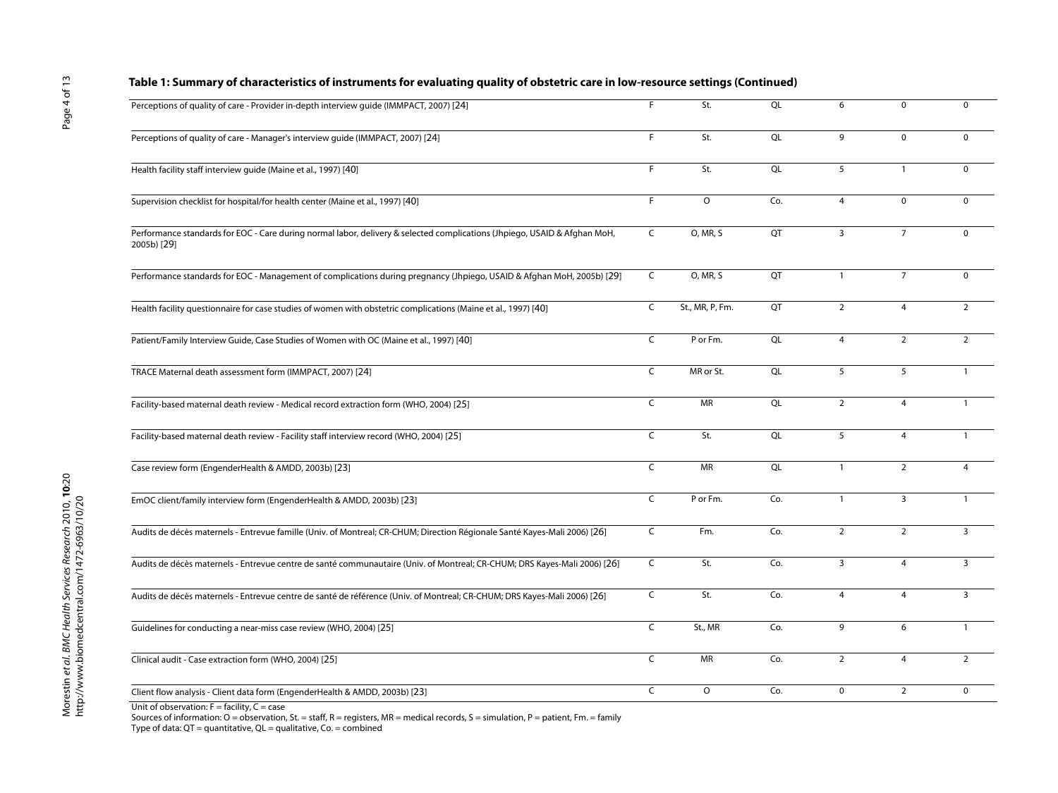**Table 1: Summary of characteristics of instruments for evaluating quality of obstetric care in low-resource settings (Continued)**

| | | | | | | |
|---|---|---|---|---|---|---|
| Perceptions of quality of care - Provider in-depth interview guide (IMMPACT, 2007) [24] | F | St. | QL | 6 | 0 | 0 |
| Perceptions of quality of care - Manager's interview guide (IMMPACT, 2007) [24] | F | St. | QL | 9 | 0 | 0 |
| Health facility staff interview guide (Maine et al., 1997) [40] | F | St. | QL | 5 | 1 | 0 |
| Supervision checklist for hospital/for health center (Maine et al., 1997) [40] | F | O | Co. | 4 | 0 | 0 |
| Performance standards for EOC - Care during normal labor, delivery & selected complications (Jhpiego, USAID & Afghan MoH, 2005b) [29] | C | O, MR, S | QT | 3 | 7 | 0 |
| Performance standards for EOC - Management of complications during pregnancy (Jhpiego, USAID & Afghan MoH, 2005b) [29] | C | O, MR, S | QT | 1 | 7 | 0 |
| Health facility questionnaire for case studies of women with obstetric complications (Maine et al., 1997) [40] | C | St., MR, P, Fm. | QT | 2 | 4 | 2 |
| Patient/Family Interview Guide, Case Studies of Women with OC (Maine et al., 1997) [40] | C | P or Fm. | QL | 4 | 2 | 2 |
| TRACE Maternal death assessment form (IMMPACT, 2007) [24] | C | MR or St. | QL | 5 | 5 | 1 |
| Facility-based maternal death review - Medical record extraction form (WHO, 2004) [25] | C | MR | QL | 2 | 4 | 1 |
| Facility-based maternal death review - Facility staff interview record (WHO, 2004) [25] | C | St. | QL | 5 | 4 | 1 |
| Case review form (EngenderHealth & AMDD, 2003b) [23] | C | MR | QL | 1 | 2 | 4 |
| EmOC client/family interview form (EngenderHealth & AMDD, 2003b) [23] | C | P or Fm. | Co. | 1 | 3 | 1 |
| Audits de décès maternels - Entrevue famille (Univ. of Montreal; CR-CHUM; Direction Régionale Santé Kayes-Mali 2006) [26] | C | Fm. | Co. | 2 | 2 | 3 |
| Audits de décès maternels - Entrevue centre de santé communautaire (Univ. of Montreal; CR-CHUM; DRS Kayes-Mali 2006) [26] | C | St. | Co. | 3 | 4 | 3 |
| Audits de décès maternels - Entrevue centre de santé de référence (Univ. of Montreal; CR-CHUM; DRS Kayes-Mali 2006) [26] | C | St. | Co. | 4 | 4 | 3 |
| Guidelines for conducting a near-miss case review (WHO, 2004) [25] | C | St., MR | Co. | 9 | 6 | 1 |
| Clinical audit - Case extraction form (WHO, 2004) [25] | C | MR | Co. | 2 | 4 | 2 |
| Client flow analysis - Client data form (EngenderHealth & AMDD, 2003b) [23] | C | O | Co. | 0 | 2 | 0 |

Unit of observation: F = facility, C = case
Sources of information: O = observation, St. = staff, R = registers, MR = medical records, S = simulation, P = patient, Fm. = family
Type of data: QT = quantitative, QL = qualitative, Co. = combined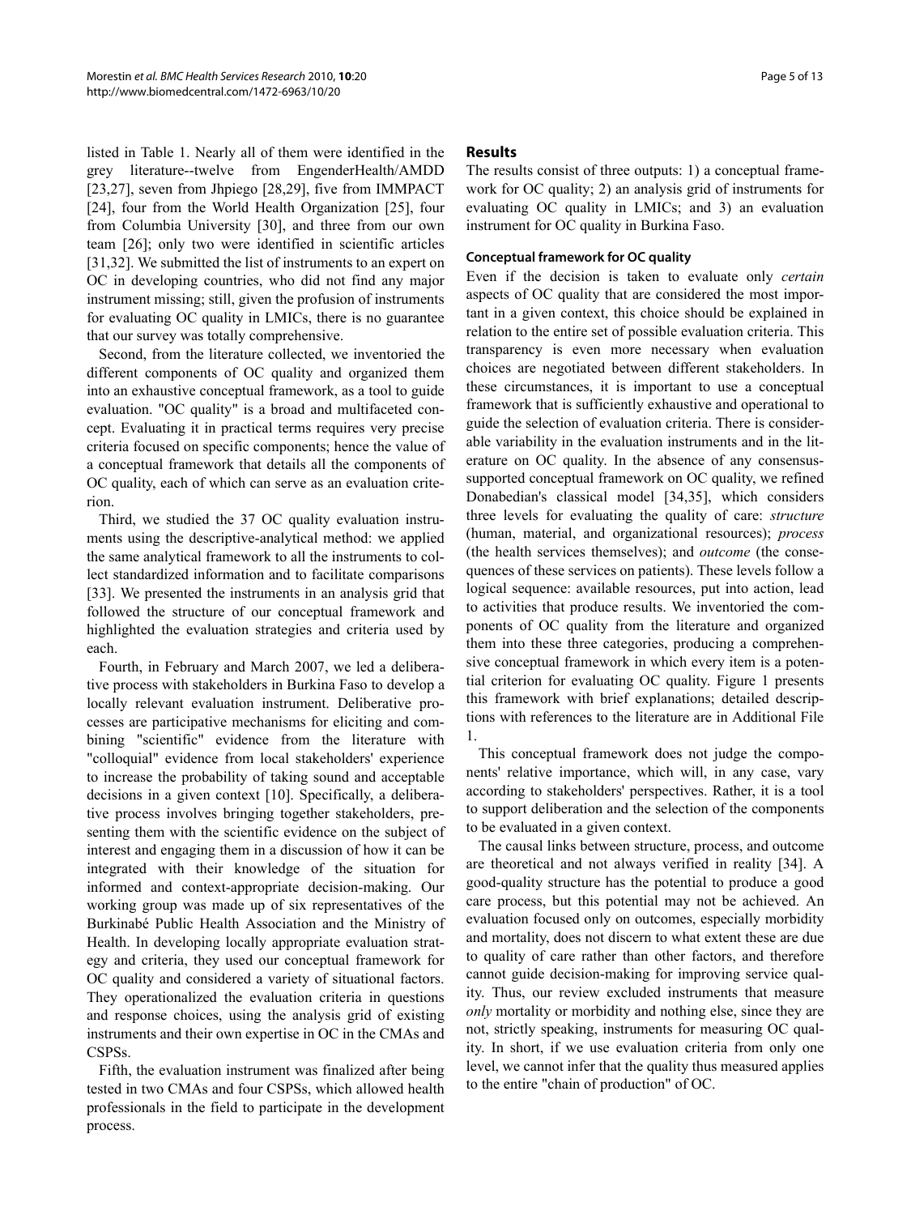listed in Table 1. Nearly all of them were identified in the grey literature--twelve from EngenderHealth/AMDD [23,27], seven from Jhpiego [28,29], five from IMMPACT [24], four from the World Health Organization [25], four from Columbia University [30], and three from our own team [26]; only two were identified in scientific articles [31,32]. We submitted the list of instruments to an expert on OC in developing countries, who did not find any major instrument missing; still, given the profusion of instruments for evaluating OC quality in LMICs, there is no guarantee that our survey was totally comprehensive.

Second, from the literature collected, we inventoried the different components of OC quality and organized them into an exhaustive conceptual framework, as a tool to guide evaluation. "OC quality" is a broad and multifaceted concept. Evaluating it in practical terms requires very precise criteria focused on specific components; hence the value of a conceptual framework that details all the components of OC quality, each of which can serve as an evaluation criterion.

Third, we studied the 37 OC quality evaluation instruments using the descriptive-analytical method: we applied the same analytical framework to all the instruments to collect standardized information and to facilitate comparisons [33]. We presented the instruments in an analysis grid that followed the structure of our conceptual framework and highlighted the evaluation strategies and criteria used by each.

Fourth, in February and March 2007, we led a deliberative process with stakeholders in Burkina Faso to develop a locally relevant evaluation instrument. Deliberative processes are participative mechanisms for eliciting and combining "scientific" evidence from the literature with "colloquial" evidence from local stakeholders' experience to increase the probability of taking sound and acceptable decisions in a given context [10]. Specifically, a deliberative process involves bringing together stakeholders, presenting them with the scientific evidence on the subject of interest and engaging them in a discussion of how it can be integrated with their knowledge of the situation for informed and context-appropriate decision-making. Our working group was made up of six representatives of the Burkinabé Public Health Association and the Ministry of Health. In developing locally appropriate evaluation strategy and criteria, they used our conceptual framework for OC quality and considered a variety of situational factors. They operationalized the evaluation criteria in questions and response choices, using the analysis grid of existing instruments and their own expertise in OC in the CMAs and CSPSs.

Fifth, the evaluation instrument was finalized after being tested in two CMAs and four CSPSs, which allowed health professionals in the field to participate in the development process.

## Results

The results consist of three outputs: 1) a conceptual framework for OC quality; 2) an analysis grid of instruments for evaluating OC quality in LMICs; and 3) an evaluation instrument for OC quality in Burkina Faso.

### Conceptual framework for OC quality

Even if the decision is taken to evaluate only *certain* aspects of OC quality that are considered the most important in a given context, this choice should be explained in relation to the entire set of possible evaluation criteria. This transparency is even more necessary when evaluation choices are negotiated between different stakeholders. In these circumstances, it is important to use a conceptual framework that is sufficiently exhaustive and operational to guide the selection of evaluation criteria. There is considerable variability in the evaluation instruments and in the literature on OC quality. In the absence of any consensus-supported conceptual framework on OC quality, we refined Donabedian's classical model [34,35], which considers three levels for evaluating the quality of care: *structure* (human, material, and organizational resources); *process* (the health services themselves); and *outcome* (the consequences of these services on patients). These levels follow a logical sequence: available resources, put into action, lead to activities that produce results. We inventoried the components of OC quality from the literature and organized them into these three categories, producing a comprehensive conceptual framework in which every item is a potential criterion for evaluating OC quality. Figure 1 presents this framework with brief explanations; detailed descriptions with references to the literature are in Additional File 1.

This conceptual framework does not judge the components' relative importance, which will, in any case, vary according to stakeholders' perspectives. Rather, it is a tool to support deliberation and the selection of the components to be evaluated in a given context.

The causal links between structure, process, and outcome are theoretical and not always verified in reality [34]. A good-quality structure has the potential to produce a good care process, but this potential may not be achieved. An evaluation focused only on outcomes, especially morbidity and mortality, does not discern to what extent these are due to quality of care rather than other factors, and therefore cannot guide decision-making for improving service quality. Thus, our review excluded instruments that measure *only* mortality or morbidity and nothing else, since they are not, strictly speaking, instruments for measuring OC quality. In short, if we use evaluation criteria from only one level, we cannot infer that the quality thus measured applies to the entire "chain of production" of OC.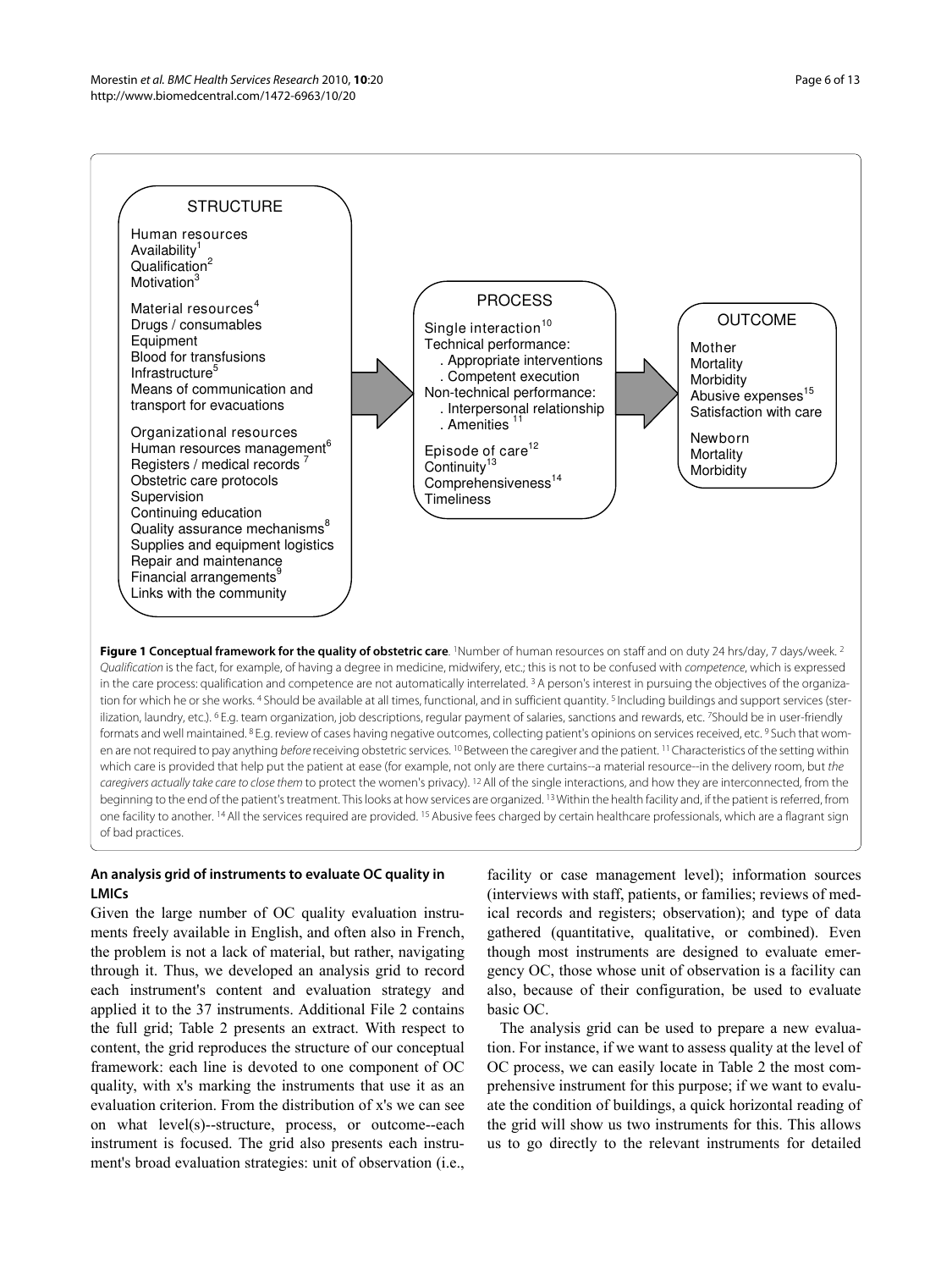**STRUCTURE**

Human resources
Availability[1]
Qualification[2]
Motivation[3]

Material resources[4]
Drugs / consumables
Equipment
Blood for transfusions
Infrastructure[5]
Means of communication and transport for evacuations

Organizational resources
Human resources management[6]
Registers / medical records [7]
Obstetric care protocols
Supervision
Continuing education
Quality assurance mechanisms[8]
Supplies and equipment logistics
Repair and maintenance
Financial arrangements[9]
Links with the community

**PROCESS**

Single interaction[10]
Technical performance:
. Appropriate interventions
. Competent execution
Non-technical performance:
. Interpersonal relationship
. Amenities [11]

Episode of care[12]
Continuity[13]
Comprehensiveness[14]
Timeliness

**OUTCOME**

Mother
Mortality
Morbidity
Abusive expenses[15]
Satisfaction with care

Newborn
Mortality
Morbidity

**Figure 1 Conceptual framework for the quality of obstetric care**. [1]Number of human resources on staff and on duty 24 hrs/day, 7 days/week. [2] *Qualification* is the fact, for example, of having a degree in medicine, midwifery, etc.; this is not to be confused with *competence*, which is expressed in the care process: qualification and competence are not automatically interrelated. [3] A person's interest in pursuing the objectives of the organization for which he or she works. [4] Should be available at all times, functional, and in sufficient quantity. [5] Including buildings and support services (sterilization, laundry, etc.). [6] E.g. team organization, job descriptions, regular payment of salaries, sanctions and rewards, etc. [7]Should be in user-friendly formats and well maintained. [8] E.g. review of cases having negative outcomes, collecting patient's opinions on services received, etc. [9] Such that women are not required to pay anything *before* receiving obstetric services. [10] Between the caregiver and the patient. [11] Characteristics of the setting within which care is provided that help put the patient at ease (for example, not only are there curtains--a material resource--in the delivery room, but *the caregivers actually take care to close them* to protect the women's privacy). [12] All of the single interactions, and how they are interconnected, from the beginning to the end of the patient's treatment. This looks at how services are organized. [13] Within the health facility and, if the patient is referred, from one facility to another. [14] All the services required are provided. [15] Abusive fees charged by certain healthcare professionals, which are a flagrant sign of bad practices.

### An analysis grid of instruments to evaluate OC quality in LMICs

Given the large number of OC quality evaluation instruments freely available in English, and often also in French, the problem is not a lack of material, but rather, navigating through it. Thus, we developed an analysis grid to record each instrument's content and evaluation strategy and applied it to the 37 instruments. Additional File 2 contains the full grid; Table 2 presents an extract. With respect to content, the grid reproduces the structure of our conceptual framework: each line is devoted to one component of OC quality, with x's marking the instruments that use it as an evaluation criterion. From the distribution of x's we can see on what level(s)--structure, process, or outcome--each instrument is focused. The grid also presents each instrument's broad evaluation strategies: unit of observation (i.e., facility or case management level); information sources (interviews with staff, patients, or families; reviews of medical records and registers; observation); and type of data gathered (quantitative, qualitative, or combined). Even though most instruments are designed to evaluate emergency OC, those whose unit of observation is a facility can also, because of their configuration, be used to evaluate basic OC.

The analysis grid can be used to prepare a new evaluation. For instance, if we want to assess quality at the level of OC process, we can easily locate in Table 2 the most comprehensive instrument for this purpose; if we want to evaluate the condition of buildings, a quick horizontal reading of the grid will show us two instruments for this. This allows us to go directly to the relevant instruments for detailed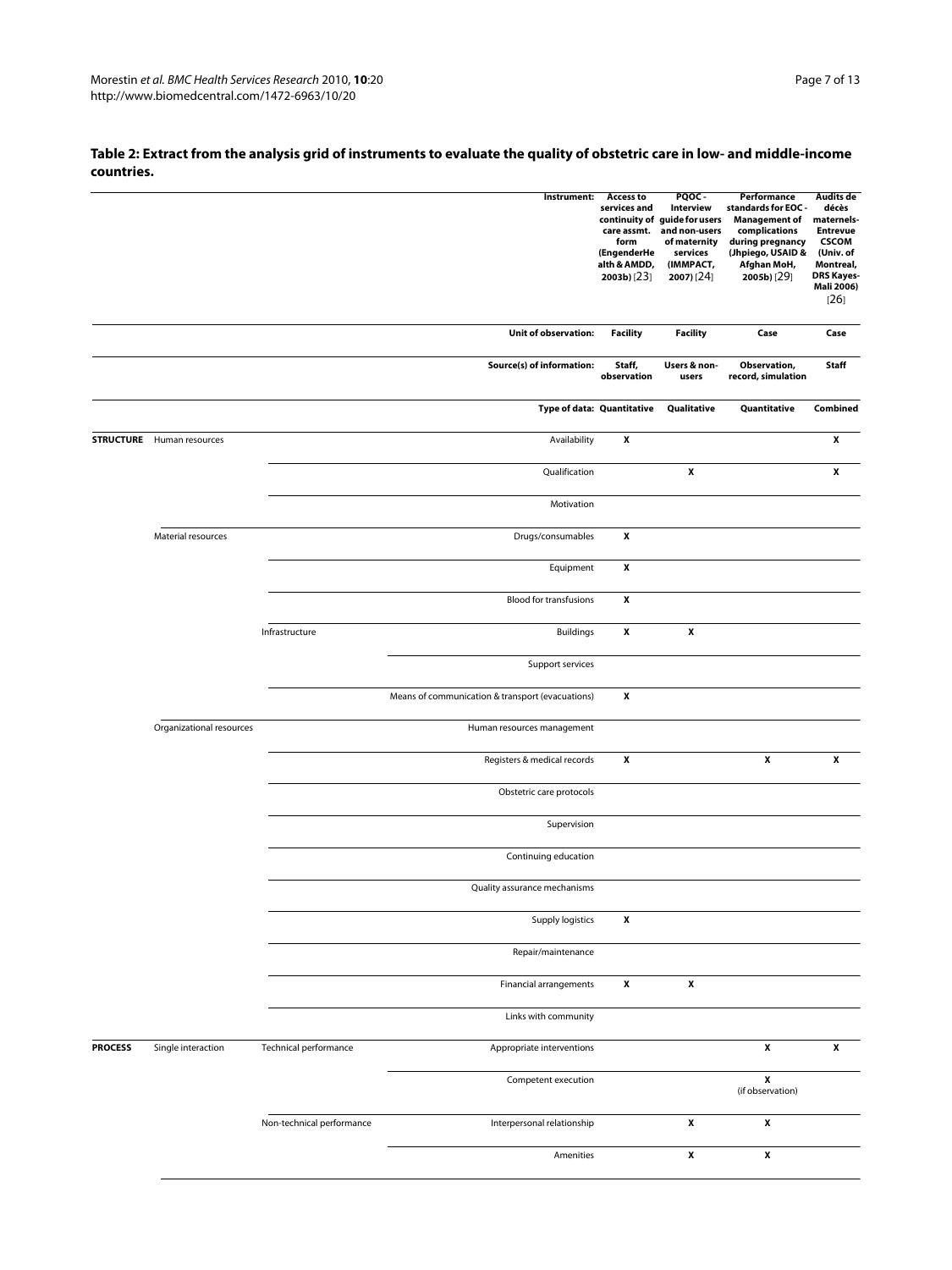**Table 2: Extract from the analysis grid of instruments to evaluate the quality of obstetric care in low- and middle-income countries.**

| | | | Instrument: | Access to services and continuity of care assmt. form (EngenderHealth & AMDD, 2003b) [23] | PQOC - Interview guide for users and non-users of maternity services (IMMPACT, 2007) [24] | Performance standards for EOC - Management of complications during pregnancy (Jhpiego, USAID & Afghan MoH, 2005b) [29] | Audits de décès maternels-Entrevue CSCOM (Univ. of Montreal, DRS Kayes-Mali 2006) [26] |
|---|---|---|---|---|---|---|---|
| | | | Unit of observation: | Facility | Facility | Case | Case |
| | | | Source(s) of information: | Staff, observation | Users & non-users | Observation, record, simulation | Staff |
| | | | Type of data: | Quantitative | Qualitative | Quantitative | Combined |
| **STRUCTURE** | Human resources | | Availability | X | | | X |
| | | | Qualification | | X | | X |
| | | | Motivation | | | | |
| | Material resources | | Drugs/consumables | X | | | |
| | | | Equipment | X | | | |
| | | | Blood for transfusions | X | | | |
| | | Infrastructure | Buildings | X | X | | |
| | | | Support services | | | | |
| | | | Means of communication & transport (evacuations) | X | | | |
| | Organizational resources | | Human resources management | | | | |
| | | | Registers & medical records | X | | X | X |
| | | | Obstetric care protocols | | | | |
| | | | Supervision | | | | |
| | | | Continuing education | | | | |
| | | | Quality assurance mechanisms | | | | |
| | | | Supply logistics | X | | | |
| | | | Repair/maintenance | | | | |
| | | | Financial arrangements | X | X | | |
| | | | Links with community | | | | |
| **PROCESS** | Single interaction | Technical performance | Appropriate interventions | | | X | X |
| | | | Competent execution | | | X (if observation) | |
| | | Non-technical performance | Interpersonal relationship | | X | X | |
| | | | Amenities | | X | X | |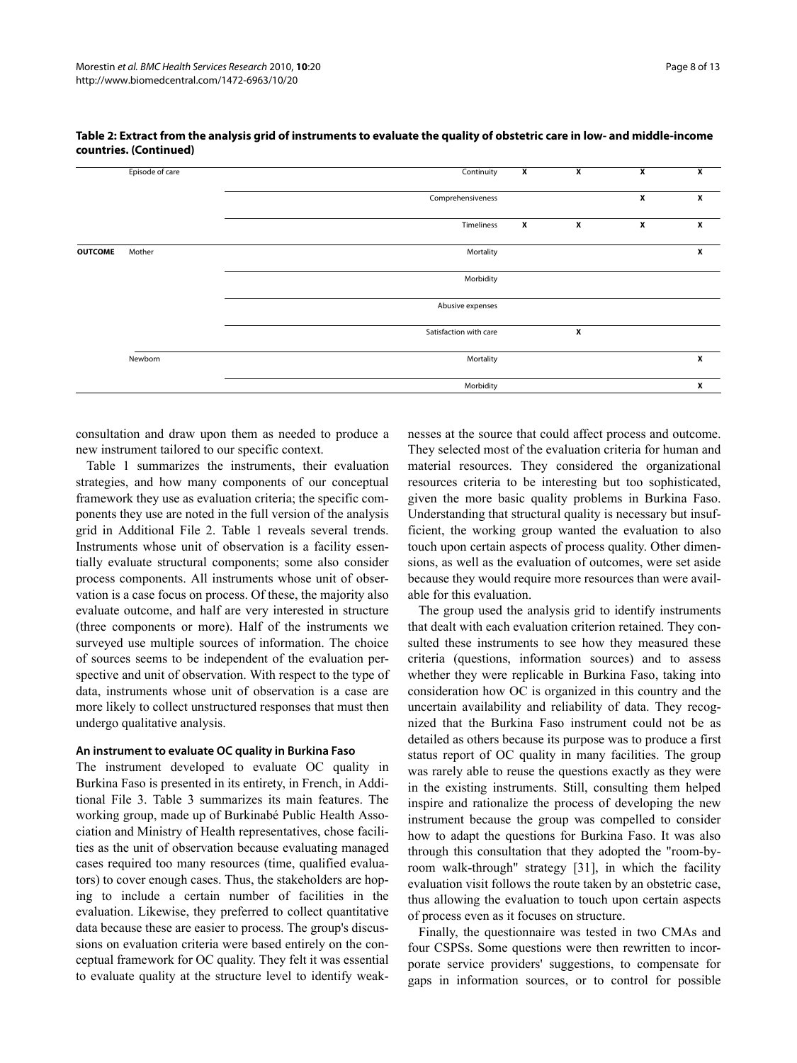**Table 2: Extract from the analysis grid of instruments to evaluate the quality of obstetric care in low- and middle-income countries. (Continued)**

| | | | | | | | |
|---|---|---|---|---|---|---|---|
| | Episode of care | | Continuity | X | X | X | X |
| | | | Comprehensiveness | | | X | X |
| | | | Timeliness | X | X | X | X |
| **OUTCOME** | Mother | | Mortality | | | | X |
| | | | Morbidity | | | | |
| | | | Abusive expenses | | | | |
| | | | Satisfaction with care | | X | | |
| | Newborn | | Mortality | | | | X |
| | | | Morbidity | | | | X |

consultation and draw upon them as needed to produce a new instrument tailored to our specific context.

Table 1 summarizes the instruments, their evaluation strategies, and how many components of our conceptual framework they use as evaluation criteria; the specific components they use are noted in the full version of the analysis grid in Additional File 2. Table 1 reveals several trends. Instruments whose unit of observation is a facility essentially evaluate structural components; some also consider process components. All instruments whose unit of observation is a case focus on process. Of these, the majority also evaluate outcome, and half are very interested in structure (three components or more). Half of the instruments we surveyed use multiple sources of information. The choice of sources seems to be independent of the evaluation perspective and unit of observation. With respect to the type of data, instruments whose unit of observation is a case are more likely to collect unstructured responses that must then undergo qualitative analysis.

#### An instrument to evaluate OC quality in Burkina Faso

The instrument developed to evaluate OC quality in Burkina Faso is presented in its entirety, in French, in Additional File 3. Table 3 summarizes its main features. The working group, made up of Burkinabé Public Health Association and Ministry of Health representatives, chose facilities as the unit of observation because evaluating managed cases required too many resources (time, qualified evaluators) to cover enough cases. Thus, the stakeholders are hoping to include a certain number of facilities in the evaluation. Likewise, they preferred to collect quantitative data because these are easier to process. The group's discussions on evaluation criteria were based entirely on the conceptual framework for OC quality. They felt it was essential to evaluate quality at the structure level to identify weaknesses at the source that could affect process and outcome. They selected most of the evaluation criteria for human and material resources. They considered the organizational resources criteria to be interesting but too sophisticated, given the more basic quality problems in Burkina Faso. Understanding that structural quality is necessary but insufficient, the working group wanted the evaluation to also touch upon certain aspects of process quality. Other dimensions, as well as the evaluation of outcomes, were set aside because they would require more resources than were available for this evaluation.

The group used the analysis grid to identify instruments that dealt with each evaluation criterion retained. They consulted these instruments to see how they measured these criteria (questions, information sources) and to assess whether they were replicable in Burkina Faso, taking into consideration how OC is organized in this country and the uncertain availability and reliability of data. They recognized that the Burkina Faso instrument could not be as detailed as others because its purpose was to produce a first status report of OC quality in many facilities. The group was rarely able to reuse the questions exactly as they were in the existing instruments. Still, consulting them helped inspire and rationalize the process of developing the new instrument because the group was compelled to consider how to adapt the questions for Burkina Faso. It was also through this consultation that they adopted the "room-by-room walk-through" strategy [31], in which the facility evaluation visit follows the route taken by an obstetric case, thus allowing the evaluation to touch upon certain aspects of process even as it focuses on structure.

Finally, the questionnaire was tested in two CMAs and four CSPSs. Some questions were then rewritten to incorporate service providers' suggestions, to compensate for gaps in information sources, or to control for possible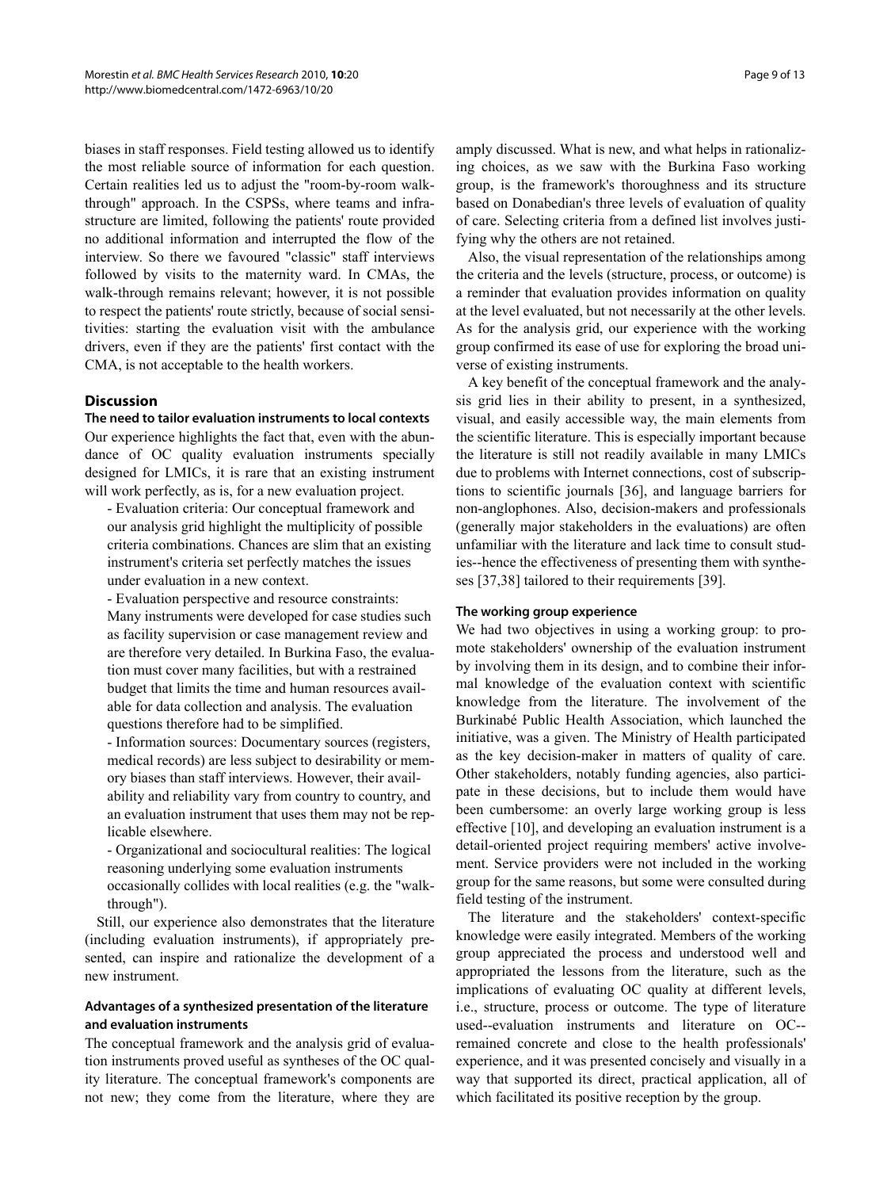biases in staff responses. Field testing allowed us to identify the most reliable source of information for each question. Certain realities led us to adjust the "room-by-room walk-through" approach. In the CSPSs, where teams and infrastructure are limited, following the patients' route provided no additional information and interrupted the flow of the interview. So there we favoured "classic" staff interviews followed by visits to the maternity ward. In CMAs, the walk-through remains relevant; however, it is not possible to respect the patients' route strictly, because of social sensitivities: starting the evaluation visit with the ambulance drivers, even if they are the patients' first contact with the CMA, is not acceptable to the health workers.

## Discussion

### The need to tailor evaluation instruments to local contexts

Our experience highlights the fact that, even with the abundance of OC quality evaluation instruments specially designed for LMICs, it is rare that an existing instrument will work perfectly, as is, for a new evaluation project.

- Evaluation criteria: Our conceptual framework and our analysis grid highlight the multiplicity of possible criteria combinations. Chances are slim that an existing instrument's criteria set perfectly matches the issues under evaluation in a new context.
- Evaluation perspective and resource constraints: Many instruments were developed for case studies such as facility supervision or case management review and are therefore very detailed. In Burkina Faso, the evaluation must cover many facilities, but with a restrained budget that limits the time and human resources available for data collection and analysis. The evaluation questions therefore had to be simplified.
- Information sources: Documentary sources (registers, medical records) are less subject to desirability or memory biases than staff interviews. However, their availability and reliability vary from country to country, and an evaluation instrument that uses them may not be replicable elsewhere.
- Organizational and sociocultural realities: The logical reasoning underlying some evaluation instruments occasionally collides with local realities (e.g. the "walk-through").

Still, our experience also demonstrates that the literature (including evaluation instruments), if appropriately presented, can inspire and rationalize the development of a new instrument.

### Advantages of a synthesized presentation of the literature and evaluation instruments

The conceptual framework and the analysis grid of evaluation instruments proved useful as syntheses of the OC quality literature. The conceptual framework's components are not new; they come from the literature, where they are amply discussed. What is new, and what helps in rationalizing choices, as we saw with the Burkina Faso working group, is the framework's thoroughness and its structure based on Donabedian's three levels of evaluation of quality of care. Selecting criteria from a defined list involves justifying why the others are not retained.

Also, the visual representation of the relationships among the criteria and the levels (structure, process, or outcome) is a reminder that evaluation provides information on quality at the level evaluated, but not necessarily at the other levels. As for the analysis grid, our experience with the working group confirmed its ease of use for exploring the broad universe of existing instruments.

A key benefit of the conceptual framework and the analysis grid lies in their ability to present, in a synthesized, visual, and easily accessible way, the main elements from the scientific literature. This is especially important because the literature is still not readily available in many LMICs due to problems with Internet connections, cost of subscriptions to scientific journals [36], and language barriers for non-anglophones. Also, decision-makers and professionals (generally major stakeholders in the evaluations) are often unfamiliar with the literature and lack time to consult studies--hence the effectiveness of presenting them with syntheses [37,38] tailored to their requirements [39].

### The working group experience

We had two objectives in using a working group: to promote stakeholders' ownership of the evaluation instrument by involving them in its design, and to combine their informal knowledge of the evaluation context with scientific knowledge from the literature. The involvement of the Burkinabé Public Health Association, which launched the initiative, was a given. The Ministry of Health participated as the key decision-maker in matters of quality of care. Other stakeholders, notably funding agencies, also participate in these decisions, but to include them would have been cumbersome: an overly large working group is less effective [10], and developing an evaluation instrument is a detail-oriented project requiring members' active involvement. Service providers were not included in the working group for the same reasons, but some were consulted during field testing of the instrument.

The literature and the stakeholders' context-specific knowledge were easily integrated. Members of the working group appreciated the process and understood well and appropriated the lessons from the literature, such as the implications of evaluating OC quality at different levels, i.e., structure, process or outcome. The type of literature used--evaluation instruments and literature on OC--remained concrete and close to the health professionals' experience, and it was presented concisely and visually in a way that supported its direct, practical application, all of which facilitated its positive reception by the group.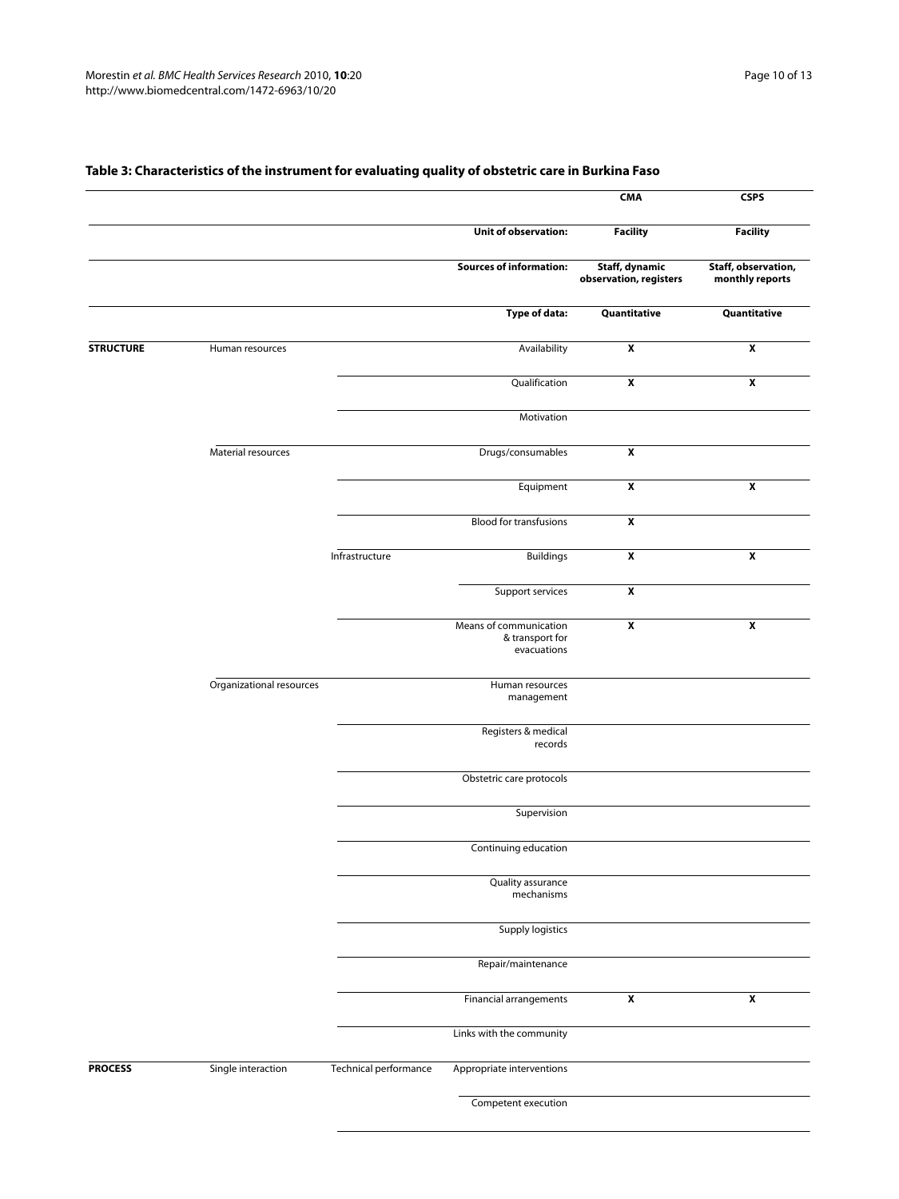**Table 3: Characteristics of the instrument for evaluating quality of obstetric care in Burkina Faso**

| | | | | CMA | CSPS |
|---|---|---|---|---|---|
| | | | **Unit of observation:** | **Facility** | **Facility** |
| | | | **Sources of information:** | **Staff, dynamic observation, registers** | **Staff, observation, monthly reports** |
| | | | **Type of data:** | **Quantitative** | **Quantitative** |
| **STRUCTURE** | Human resources | | Availability | X | X |
| | | | Qualification | X | X |
| | | | Motivation | | |
| | Material resources | | Drugs/consumables | X | |
| | | | Equipment | X | X |
| | | | Blood for transfusions | X | |
| | | Infrastructure | Buildings | X | X |
| | | | Support services | X | |
| | | | Means of communication & transport for evacuations | X | X |
| | Organizational resources | | Human resources management | | |
| | | | Registers & medical records | | |
| | | | Obstetric care protocols | | |
| | | | Supervision | | |
| | | | Continuing education | | |
| | | | Quality assurance mechanisms | | |
| | | | Supply logistics | | |
| | | | Repair/maintenance | | |
| | | | Financial arrangements | X | X |
| | | | Links with the community | | |
| **PROCESS** | Single interaction | Technical performance | Appropriate interventions | | |
| | | | Competent execution | | |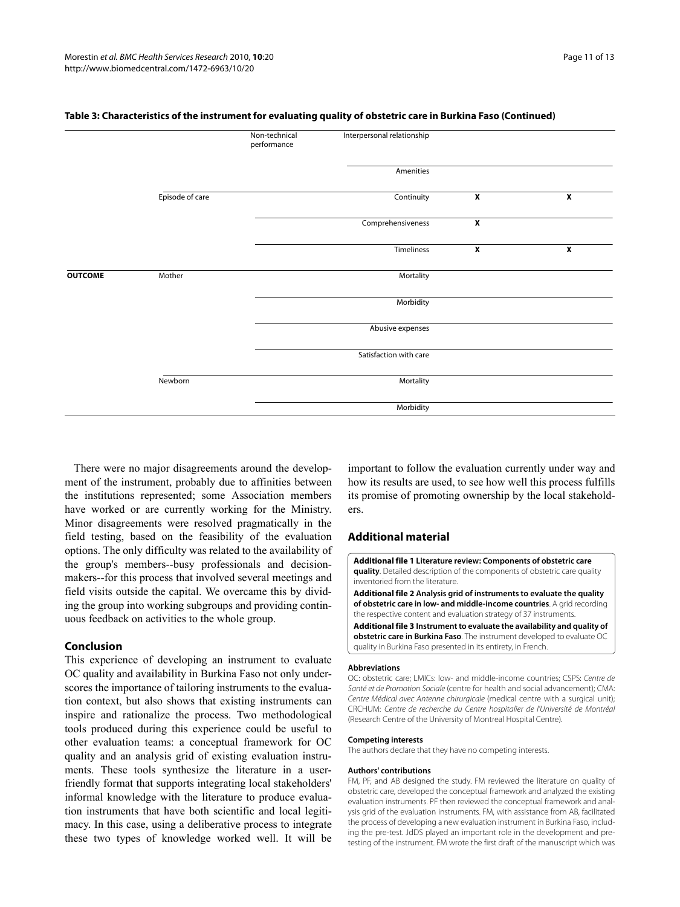**Table 3: Characteristics of the instrument for evaluating quality of obstetric care in Burkina Faso (Continued)**

| | | | | | |
|---|---|---|---|---|---|
| | | Non-technical performance | Interpersonal relationship | | |
| | | | Amenities | | |
| | Episode of care | | Continuity | X | X |
| | | | Comprehensiveness | X | |
| | | | Timeliness | X | X |
| **OUTCOME** | Mother | | Mortality | | |
| | | | Morbidity | | |
| | | | Abusive expenses | | |
| | | | Satisfaction with care | | |
| | Newborn | | Mortality | | |
| | | | Morbidity | | |

There were no major disagreements around the development of the instrument, probably due to affinities between the institutions represented; some Association members have worked or are currently working for the Ministry. Minor disagreements were resolved pragmatically in the field testing, based on the feasibility of the evaluation options. The only difficulty was related to the availability of the group's members--busy professionals and decision-makers--for this process that involved several meetings and field visits outside the capital. We overcame this by dividing the group into working subgroups and providing continuous feedback on activities to the whole group.

## Conclusion

This experience of developing an instrument to evaluate OC quality and availability in Burkina Faso not only underscores the importance of tailoring instruments to the evaluation context, but also shows that existing instruments can inspire and rationalize the process. Two methodological tools produced during this experience could be useful to other evaluation teams: a conceptual framework for OC quality and an analysis grid of existing evaluation instruments. These tools synthesize the literature in a user-friendly format that supports integrating local stakeholders' informal knowledge with the literature to produce evaluation instruments that have both scientific and local legitimacy. In this case, using a deliberative process to integrate these two types of knowledge worked well. It will be important to follow the evaluation currently under way and how its results are used, to see how well this process fulfills its promise of promoting ownership by the local stakeholders.

## Additional material

**Additional file 1 Literature review: Components of obstetric care quality**. Detailed description of the components of obstetric care quality inventoried from the literature.

**Additional file 2 Analysis grid of instruments to evaluate the quality of obstetric care in low- and middle-income countries**. A grid recording the respective content and evaluation strategy of 37 instruments.

**Additional file 3 Instrument to evaluate the availability and quality of obstetric care in Burkina Faso**. The instrument developed to evaluate OC quality in Burkina Faso presented in its entirety, in French.

#### Abbreviations

OC: obstetric care; LMICs: low- and middle-income countries; CSPS: *Centre de Santé et de Promotion Sociale* (centre for health and social advancement); CMA: *Centre Médical avec Antenne chirurgicale* (medical centre with a surgical unit); CRCHUM: *Centre de recherche du Centre hospitalier de l'Université de Montréal* (Research Centre of the University of Montreal Hospital Centre).

#### Competing interests

The authors declare that they have no competing interests.

#### Authors' contributions

FM, PF, and AB designed the study. FM reviewed the literature on quality of obstetric care, developed the conceptual framework and analyzed the existing evaluation instruments. PF then reviewed the conceptual framework and analysis grid of the evaluation instruments. FM, with assistance from AB, facilitated the process of developing a new evaluation instrument in Burkina Faso, including the pre-test. JdDS played an important role in the development and pre-testing of the instrument. FM wrote the first draft of the manuscript which was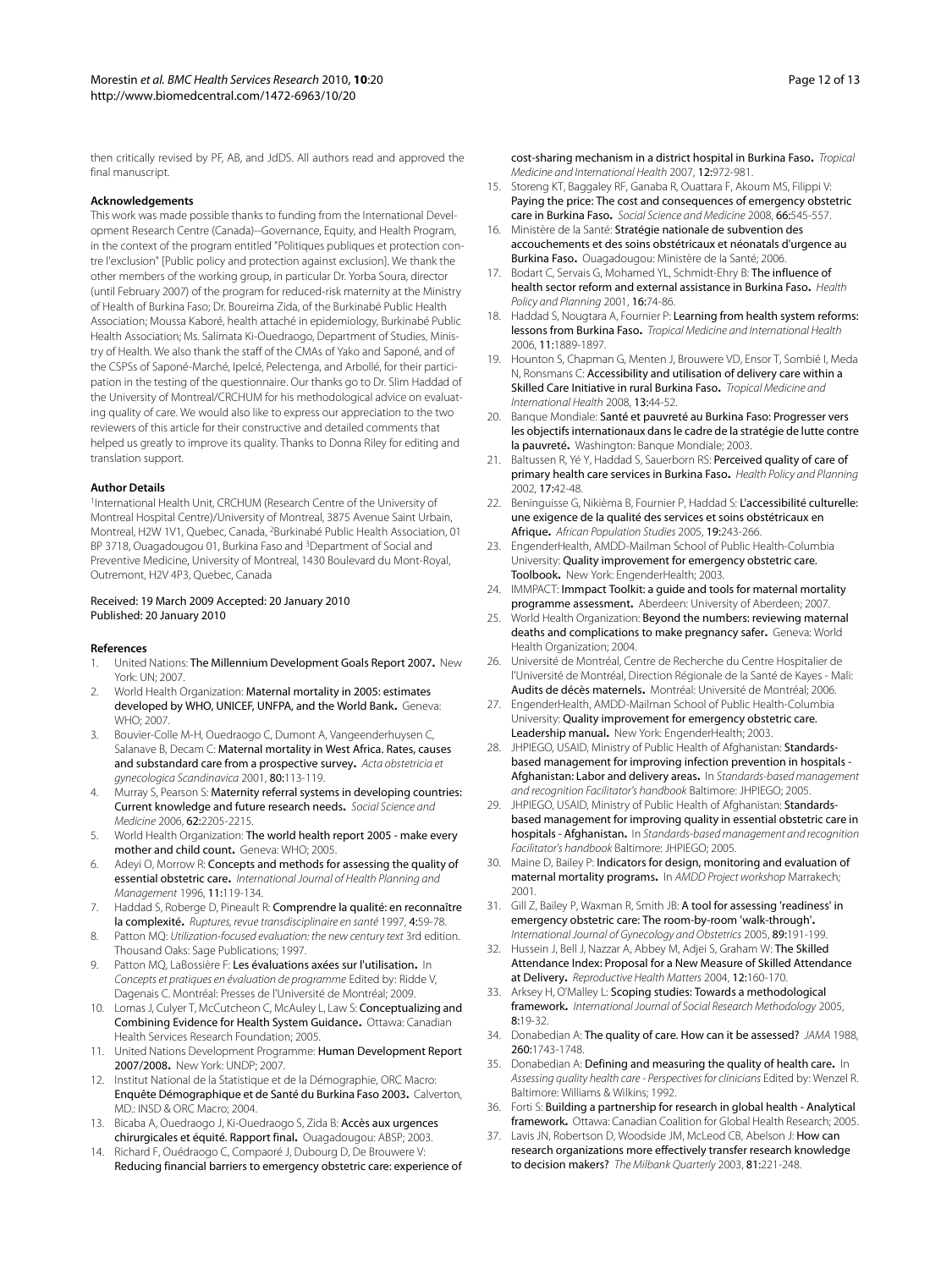then critically revised by PF, AB, and JdDS. All authors read and approved the final manuscript.

#### Acknowledgements

This work was made possible thanks to funding from the International Development Research Centre (Canada)--Governance, Equity, and Health Program, in the context of the program entitled "Politiques publiques et protection contre l'exclusion" [Public policy and protection against exclusion]. We thank the other members of the working group, in particular Dr. Yorba Soura, director (until February 2007) of the program for reduced-risk maternity at the Ministry of Health of Burkina Faso; Dr. Boureima Zida, of the Burkinabé Public Health Association; Moussa Kaboré, health attaché in epidemiology, Burkinabé Public Health Association; Ms. Salimata Ki-Ouedraogo, Department of Studies, Ministry of Health. We also thank the staff of the CMAs of Yako and Saponé, and of the CSPSs of Saponé-Marché, Ipelcé, Pelectenga, and Arbollé, for their participation in the testing of the questionnaire. Our thanks go to Dr. Slim Haddad of the University of Montreal/CRCHUM for his methodological advice on evaluating quality of care. We would also like to express our appreciation to the two reviewers of this article for their constructive and detailed comments that helped us greatly to improve its quality. Thanks to Donna Riley for editing and translation support.

#### Author Details

[1]International Health Unit, CRCHUM (Research Centre of the University of Montreal Hospital Centre)/University of Montreal, 3875 Avenue Saint Urbain, Montreal, H2W 1V1, Quebec, Canada, [2]Burkinabé Public Health Association, 01 BP 3718, Ouagadougou 01, Burkina Faso and [3]Department of Social and Preventive Medicine, University of Montreal, 1430 Boulevard du Mont-Royal, Outremont, H2V 4P3, Quebec, Canada

Received: 19 March 2009 Accepted: 20 January 2010
Published: 20 January 2010

#### References

1. United Nations: **The Millennium Development Goals Report 2007.** New York: UN; 2007.
2. World Health Organization: **Maternal mortality in 2005: estimates developed by WHO, UNICEF, UNFPA, and the World Bank.** Geneva: WHO; 2007.
3. Bouvier-Colle M-H, Ouedraogo C, Dumont A, Vangeenderhuysen C, Salanave B, Decam C: **Maternal mortality in West Africa. Rates, causes and substandard care from a prospective survey.** *Acta obstetricia et gynecologica Scandinavica* 2001, **80:**113-119.
4. Murray S, Pearson S: **Maternity referral systems in developing countries: Current knowledge and future research needs.** *Social Science and Medicine* 2006, **62:**2205-2215.
5. World Health Organization: **The world health report 2005 - make every mother and child count.** Geneva: WHO; 2005.
6. Adeyi O, Morrow R: **Concepts and methods for assessing the quality of essential obstetric care.** *International Journal of Health Planning and Management* 1996, **11:**119-134.
7. Haddad S, Roberge D, Pineault R: **Comprendre la qualité: en reconnaître la complexité.** *Ruptures, revue transdisciplinaire en santé* 1997, **4:**59-78.
8. Patton MQ: *Utilization-focused evaluation: the new century text* 3rd edition. Thousand Oaks: Sage Publications; 1997.
9. Patton MQ, LaBossière F: **Les évaluations axées sur l'utilisation.** In *Concepts et pratiques en évaluation de programme* Edited by: Ridde V, Dagenais C. Montréal: Presses de l'Université de Montréal; 2009.
10. Lomas J, Culyer T, McCutcheon C, McAuley L, Law S: **Conceptualizing and Combining Evidence for Health System Guidance.** Ottawa: Canadian Health Services Research Foundation; 2005.
11. United Nations Development Programme: **Human Development Report 2007/2008.** New York: UNDP; 2007.
12. Institut National de la Statistique et de la Démographie, ORC Macro: **Enquête Démographique et de Santé du Burkina Faso 2003.** Calverton, MD.: INSD & ORC Macro; 2004.
13. Bicaba A, Ouedraogo J, Ki-Ouedraogo S, Zida B: **Accès aux urgences chirurgicales et équité. Rapport final.** Ouagadougou: ABSP; 2003.
14. Richard F, Ouédraogo C, Compaoré J, Dubourg D, De Brouwere V: **Reducing financial barriers to emergency obstetric care: experience of cost-sharing mechanism in a district hospital in Burkina Faso.** *Tropical Medicine and International Health* 2007, **12:**972-981.
15. Storeng KT, Baggaley RF, Ganaba R, Ouattara F, Akoum MS, Filippi V: **Paying the price: The cost and consequences of emergency obstetric care in Burkina Faso.** *Social Science and Medicine* 2008, **66:**545-557.
16. Ministère de la Santé: **Stratégie nationale de subvention des accouchements et des soins obstétricaux et néonatals d'urgence au Burkina Faso.** Ouagadougou: Ministère de la Santé; 2006.
17. Bodart C, Servais G, Mohamed YL, Schmidt-Ehry B: **The influence of health sector reform and external assistance in Burkina Faso.** *Health Policy and Planning* 2001, **16:**74-86.
18. Haddad S, Nougtara A, Fournier P: **Learning from health system reforms: lessons from Burkina Faso.** *Tropical Medicine and International Health* 2006, **11:**1889-1897.
19. Hounton S, Chapman G, Menten J, Brouwere VD, Ensor T, Sombié I, Meda N, Ronsmans C: **Accessibility and utilisation of delivery care within a Skilled Care Initiative in rural Burkina Faso.** *Tropical Medicine and International Health* 2008, **13:**44-52.
20. Banque Mondiale: **Santé et pauvreté au Burkina Faso: Progresser vers les objectifs internationaux dans le cadre de la stratégie de lutte contre la pauvreté.** Washington: Banque Mondiale; 2003.
21. Baltussen R, Yé Y, Haddad S, Sauerborn RS: **Perceived quality of care of primary health care services in Burkina Faso.** *Health Policy and Planning* 2002, **17:**42-48.
22. Beninguisse G, Nikièma B, Fournier P, Haddad S: **L'accessibilité culturelle: une exigence de la qualité des services et soins obstétricaux en Afrique.** *African Population Studies* 2005, **19:**243-266.
23. EngenderHealth, AMDD-Mailman School of Public Health-Columbia University: **Quality improvement for emergency obstetric care. Toolbook.** New York: EngenderHealth; 2003.
24. IMMPACT: **Immpact Toolkit: a guide and tools for maternal mortality programme assessment.** Aberdeen: University of Aberdeen; 2007.
25. World Health Organization: **Beyond the numbers: reviewing maternal deaths and complications to make pregnancy safer.** Geneva: World Health Organization; 2004.
26. Université de Montréal, Centre de Recherche du Centre Hospitalier de l'Université de Montréal, Direction Régionale de la Santé de Kayes - Mali: **Audits de décès maternels.** Montréal: Université de Montréal; 2006.
27. EngenderHealth, AMDD-Mailman School of Public Health-Columbia University: **Quality improvement for emergency obstetric care. Leadership manual.** New York: EngenderHealth; 2003.
28. JHPIEGO, USAID, Ministry of Public Health of Afghanistan: **Standards-based management for improving infection prevention in hospitals - Afghanistan: Labor and delivery areas.** In *Standards-based management and recognition Facilitator's handbook* Baltimore: JHPIEGO; 2005.
29. JHPIEGO, USAID, Ministry of Public Health of Afghanistan: **Standards-based management for improving quality in essential obstetric care in hospitals - Afghanistan.** In *Standards-based management and recognition Facilitator's handbook* Baltimore: JHPIEGO; 2005.
30. Maine D, Bailey P: **Indicators for design, monitoring and evaluation of maternal mortality programs.** In *AMDD Project workshop* Marrakech; 2001.
31. Gill Z, Bailey P, Waxman R, Smith JB: **A tool for assessing 'readiness' in emergency obstetric care: The room-by-room 'walk-through'.** *International Journal of Gynecology and Obstetrics* 2005, **89:**191-199.
32. Hussein J, Bell J, Nazzar A, Abbey M, Adjei S, Graham W: **The Skilled Attendance Index: Proposal for a New Measure of Skilled Attendance at Delivery.** *Reproductive Health Matters* 2004, **12:**160-170.
33. Arksey H, O'Malley L: **Scoping studies: Towards a methodological framework.** *International Journal of Social Research Methodology* 2005, **8:**19-32.
34. Donabedian A: **The quality of care. How can it be assessed?** *JAMA* 1988, **260:**1743-1748.
35. Donabedian A: **Defining and measuring the quality of health care.** In *Assessing quality health care - Perspectives for clinicians* Edited by: Wenzel R. Baltimore: Williams & Wilkins; 1992.
36. Forti S: **Building a partnership for research in global health - Analytical framework.** Ottawa: Canadian Coalition for Global Health Research; 2005.
37. Lavis JN, Robertson D, Woodside JM, McLeod CB, Abelson J: **How can research organizations more effectively transfer research knowledge to decision makers?** *The Milbank Quarterly* 2003, **81:**221-248.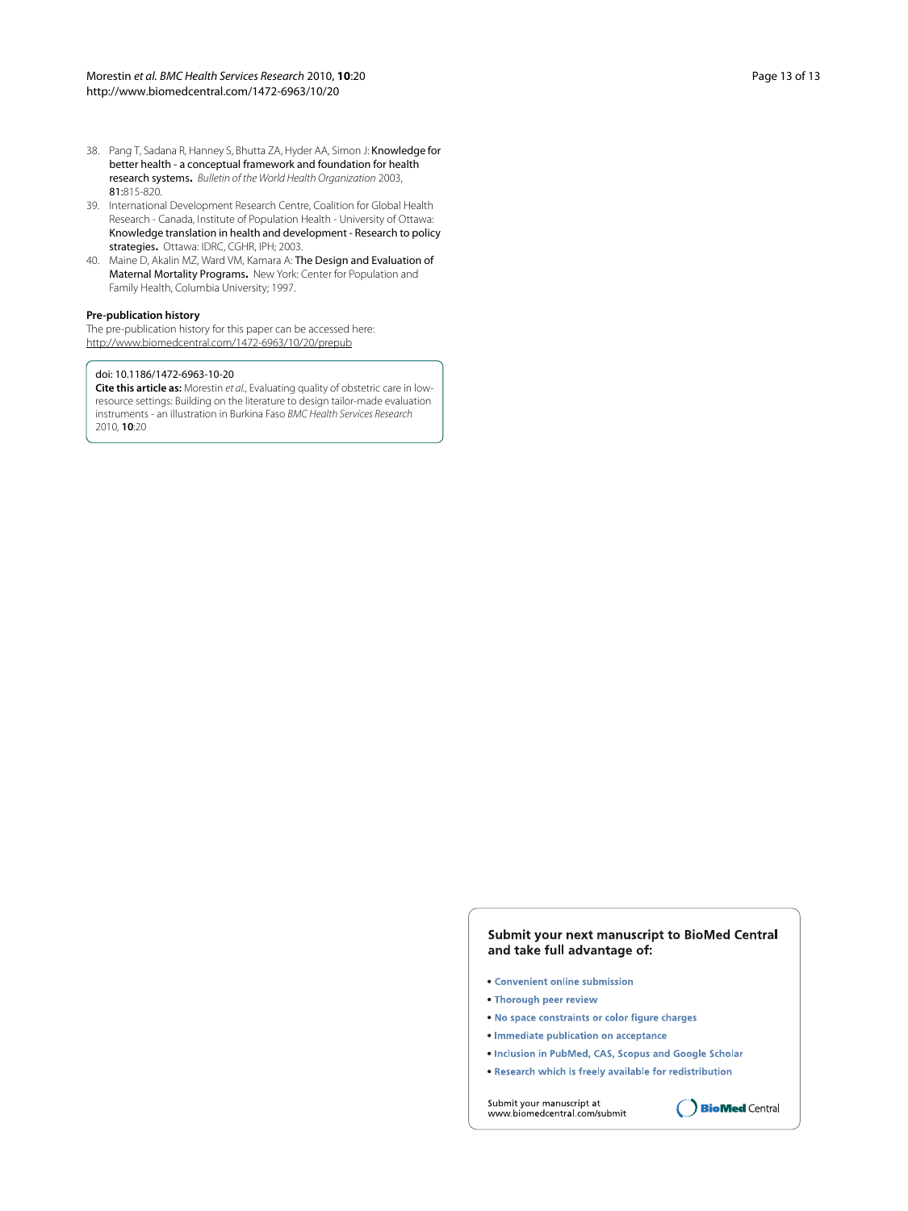38. Pang T, Sadana R, Hanney S, Bhutta ZA, Hyder AA, Simon J: **Knowledge for better health - a conceptual framework and foundation for health research systems.** *Bulletin of the World Health Organization* 2003, **81**:815-820.
39. International Development Research Centre, Coalition for Global Health Research - Canada, Institute of Population Health - University of Ottawa: **Knowledge translation in health and development - Research to policy strategies.** Ottawa: IDRC, CGHR, IPH; 2003.
40. Maine D, Akalin MZ, Ward VM, Kamara A: **The Design and Evaluation of Maternal Mortality Programs.** New York: Center for Population and Family Health, Columbia University; 1997.

**Pre-publication history**

The pre-publication history for this paper can be accessed here:
http://www.biomedcentral.com/1472-6963/10/20/prepub

doi: 10.1186/1472-6963-10-20

**Cite this article as:** Morestin *et al.*, Evaluating quality of obstetric care in low-resource settings: Building on the literature to design tailor-made evaluation instruments - an illustration in Burkina Faso *BMC Health Services Research* 2010, **10**:20

**Submit your next manuscript to BioMed Central and take full advantage of:**

- Convenient online submission
- Thorough peer review
- No space constraints or color figure charges
- Immediate publication on acceptance
- Inclusion in PubMed, CAS, Scopus and Google Scholar
- Research which is freely available for redistribution

Submit your manuscript at
www.biomedcentral.com/submit

BioMed Central